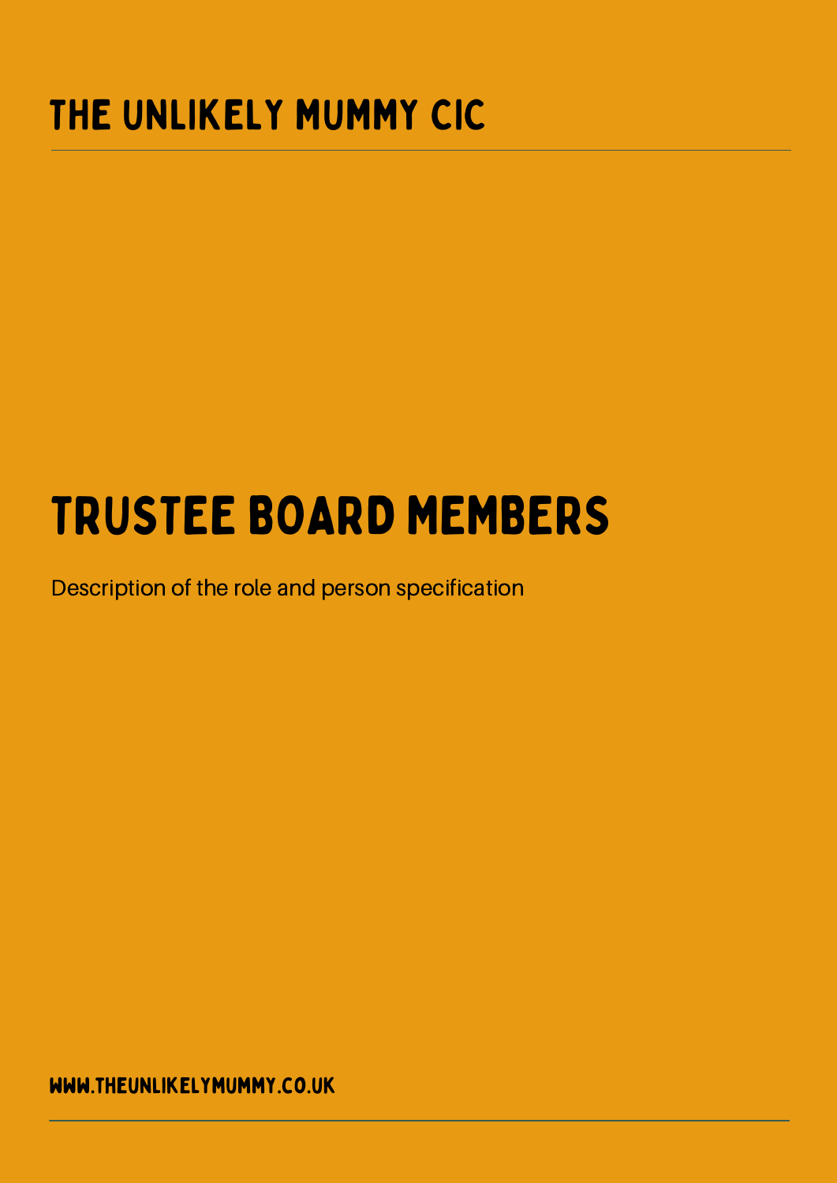# THE UNLIKELY MUMMY CIC

# TRUSTEE BOARD MEMBERS

Description of the role and person specification

WWW.THEUNLIKELYMUMMY.CO.UK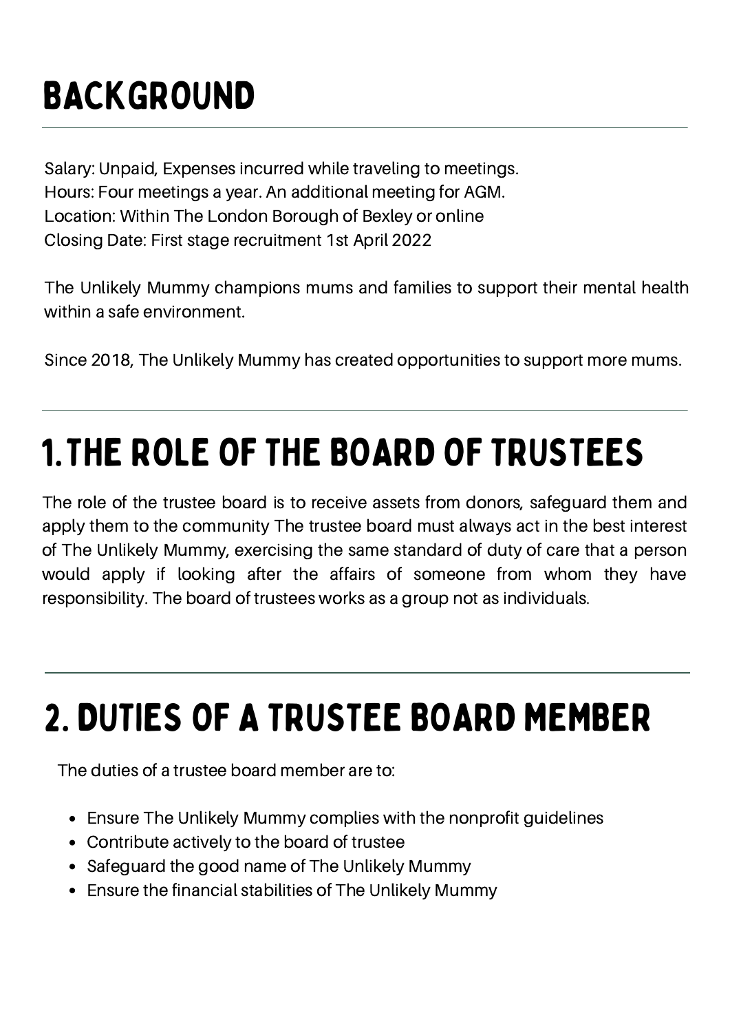# BACKGROUND

Salary: Unpaid, Expenses incurred while traveling to meetings.
Hours: Four meetings a year. An additional meeting for AGM.
Location: Within The London Borough of Bexley or online
Closing Date: First stage recruitment 1st April 2022

The Unlikely Mummy champions mums and families to support their mental health within a safe environment.

Since 2018, The Unlikely Mummy has created opportunities to support more mums.

# 1. THE ROLE OF THE BOARD OF TRUSTEES

The role of the trustee board is to receive assets from donors, safeguard them and apply them to the community The trustee board must always act in the best interest of The Unlikely Mummy, exercising the same standard of duty of care that a person would apply if looking after the affairs of someone from whom they have responsibility. The board of trustees works as a group not as individuals.

# 2. DUTIES OF A TRUSTEE BOARD MEMBER

The duties of a trustee board member are to:

- Ensure The Unlikely Mummy complies with the nonprofit guidelines
- Contribute actively to the board of trustee
- Safeguard the good name of The Unlikely Mummy
- Ensure the financial stabilities of The Unlikely Mummy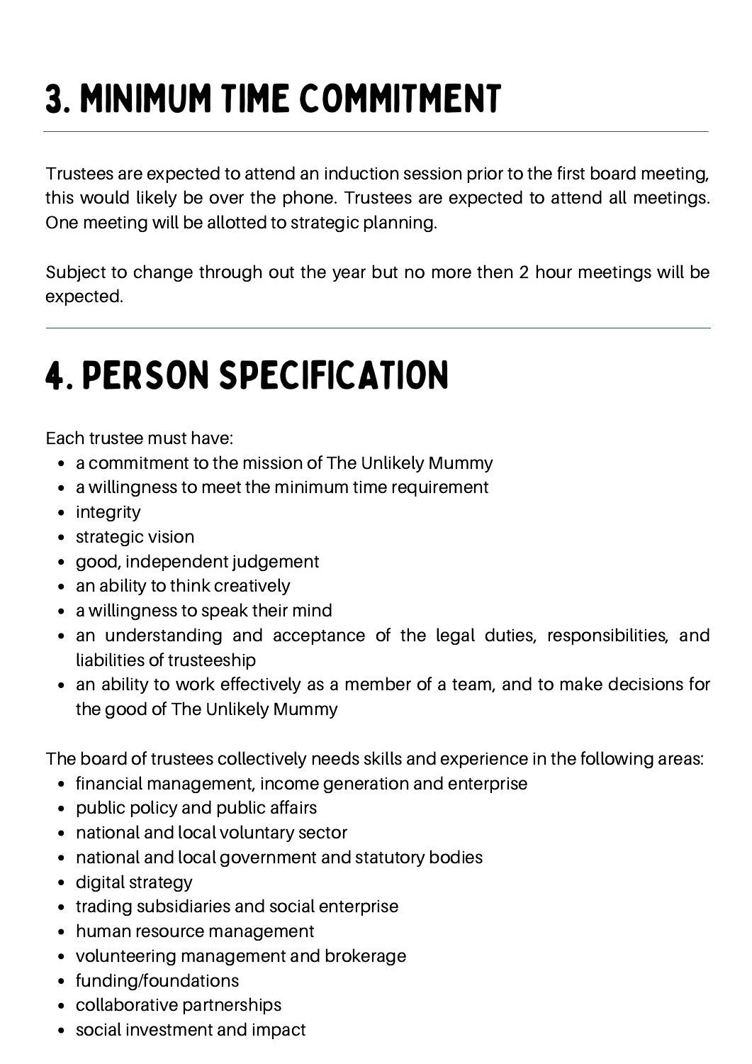# 3. Minimum Time Commitment

Trustees are expected to attend an induction session prior to the first board meeting, this would likely be over the phone. Trustees are expected to attend all meetings. One meeting will be allotted to strategic planning.

Subject to change through out the year but no more then 2 hour meetings will be expected.

# 4. Person Specification

Each trustee must have:

- a commitment to the mission of The Unlikely Mummy
- a willingness to meet the minimum time requirement
- integrity
- strategic vision
- good, independent judgement
- an ability to think creatively
- a willingness to speak their mind
- an understanding and acceptance of the legal duties, responsibilities, and liabilities of trusteeship
- an ability to work effectively as a member of a team, and to make decisions for the good of The Unlikely Mummy

The board of trustees collectively needs skills and experience in the following areas:

- financial management, income generation and enterprise
- public policy and public affairs
- national and local voluntary sector
- national and local government and statutory bodies
- digital strategy
- trading subsidiaries and social enterprise
- human resource management
- volunteering management and brokerage
- funding/foundations
- collaborative partnerships
- social investment and impact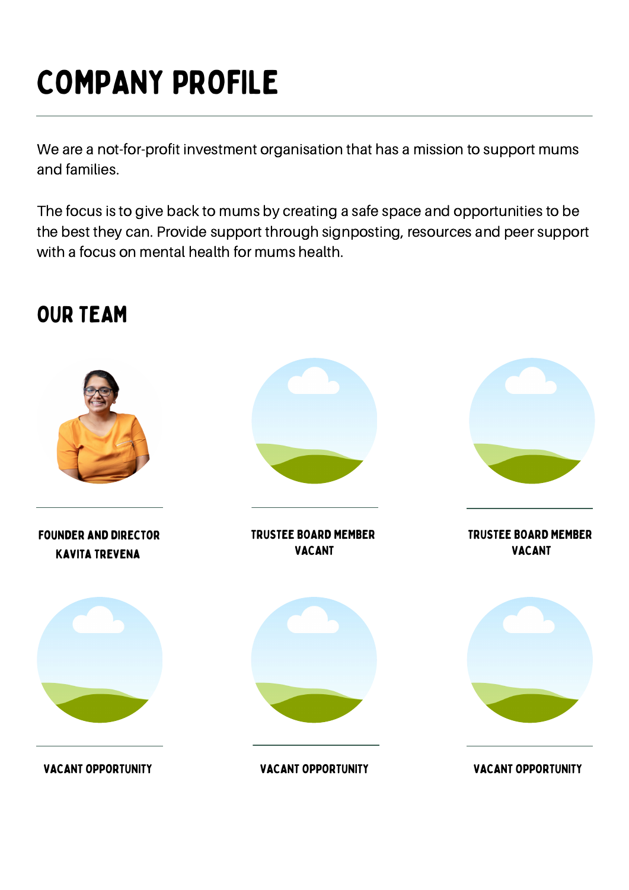# COMPANY PROFILE

We are a not-for-profit investment organisation that has a mission to support mums and families.

The focus is to give back to mums by creating a safe space and opportunities to be the best they can. Provide support through signposting, resources and peer support with a focus on mental health for mums health.

## OUR TEAM

**FOUNDER AND DIRECTOR**
**KAVITA TREVENA**

**TRUSTEE BOARD MEMBER**
**VACANT**

**TRUSTEE BOARD MEMBER**
**VACANT**

**VACANT OPPORTUNITY**

**VACANT OPPORTUNITY**

**VACANT OPPORTUNITY**